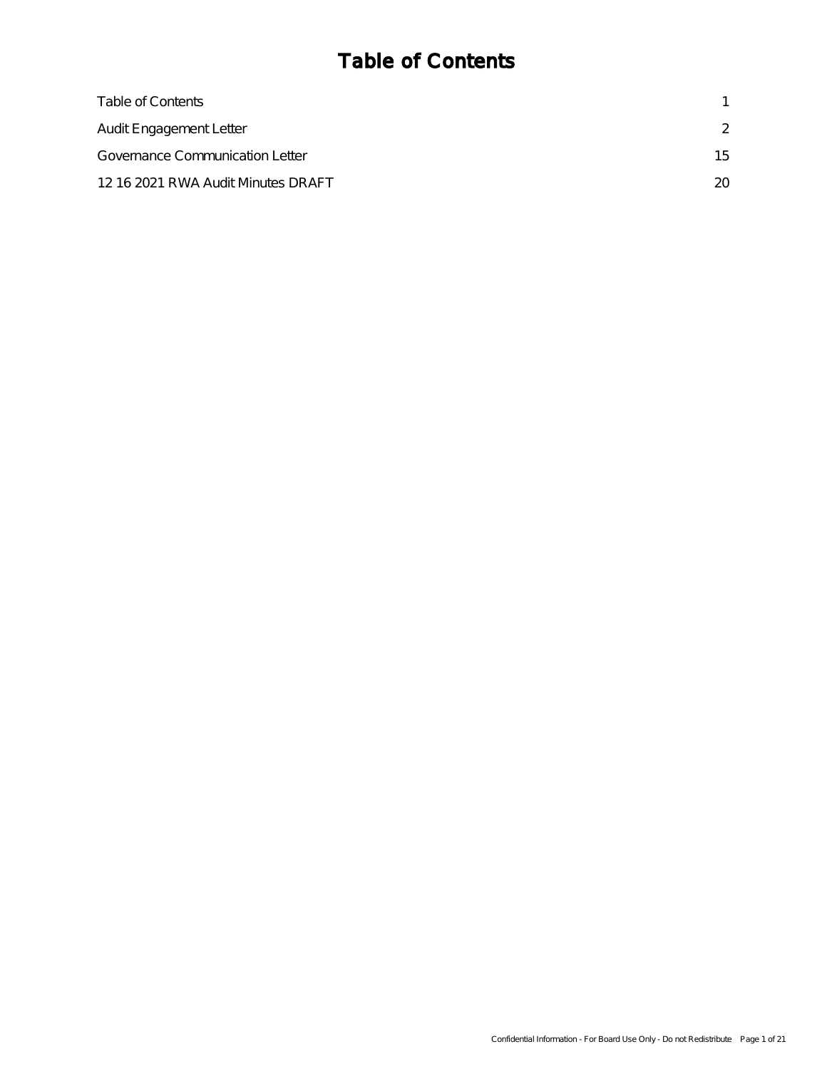# Table of Contents

| | |
|---|---|
| Table of Contents | 1 |
| Audit Engagement Letter | 2 |
| Governance Communication Letter | 15 |
| 12 16 2021 RWA Audit Minutes DRAFT | 20 |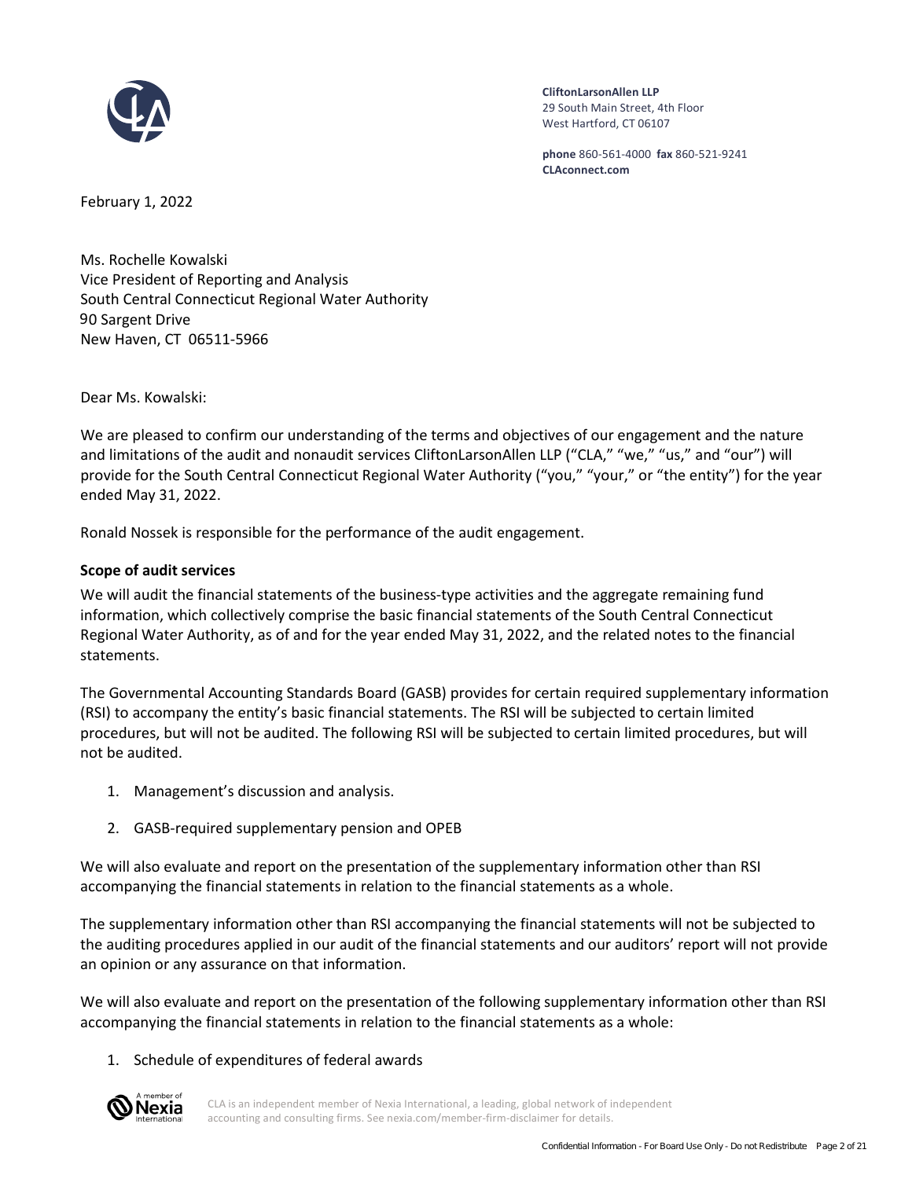**CliftonLarsonAllen LLP**
29 South Main Street, 4th Floor
West Hartford, CT 06107

**phone** 860-561-4000 **fax** 860-521-9241
**CLAconnect.com**

February 1, 2022

Ms. Rochelle Kowalski
Vice President of Reporting and Analysis
South Central Connecticut Regional Water Authority
90 Sargent Drive
New Haven, CT 06511-5966

Dear Ms. Kowalski:

We are pleased to confirm our understanding of the terms and objectives of our engagement and the nature and limitations of the audit and nonaudit services CliftonLarsonAllen LLP ("CLA," "we," "us," and "our") will provide for the South Central Connecticut Regional Water Authority ("you," "your," or "the entity") for the year ended May 31, 2022.

Ronald Nossek is responsible for the performance of the audit engagement.

**Scope of audit services**

We will audit the financial statements of the business-type activities and the aggregate remaining fund information, which collectively comprise the basic financial statements of the South Central Connecticut Regional Water Authority, as of and for the year ended May 31, 2022, and the related notes to the financial statements.

The Governmental Accounting Standards Board (GASB) provides for certain required supplementary information (RSI) to accompany the entity's basic financial statements. The RSI will be subjected to certain limited procedures, but will not be audited. The following RSI will be subjected to certain limited procedures, but will not be audited.

1. Management's discussion and analysis.
2. GASB-required supplementary pension and OPEB

We will also evaluate and report on the presentation of the supplementary information other than RSI accompanying the financial statements in relation to the financial statements as a whole.

The supplementary information other than RSI accompanying the financial statements will not be subjected to the auditing procedures applied in our audit of the financial statements and our auditors' report will not provide an opinion or any assurance on that information.

We will also evaluate and report on the presentation of the following supplementary information other than RSI accompanying the financial statements in relation to the financial statements as a whole:

1. Schedule of expenditures of federal awards

CLA is an independent member of Nexia International, a leading, global network of independent accounting and consulting firms. See nexia.com/member-firm-disclaimer for details.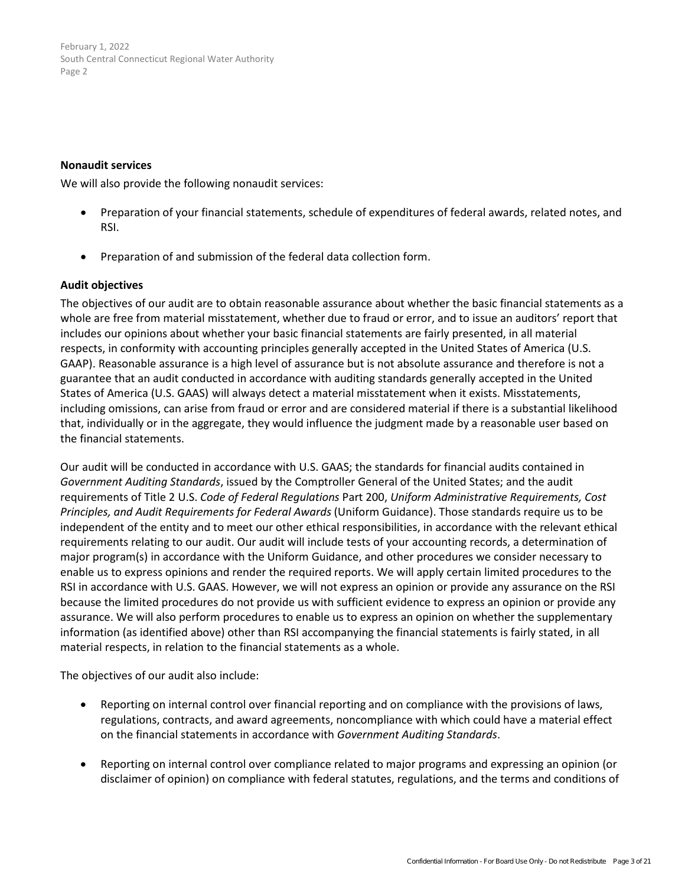**Nonaudit services**

We will also provide the following nonaudit services:

- Preparation of your financial statements, schedule of expenditures of federal awards, related notes, and RSI.
- Preparation of and submission of the federal data collection form.

**Audit objectives**

The objectives of our audit are to obtain reasonable assurance about whether the basic financial statements as a whole are free from material misstatement, whether due to fraud or error, and to issue an auditors' report that includes our opinions about whether your basic financial statements are fairly presented, in all material respects, in conformity with accounting principles generally accepted in the United States of America (U.S. GAAP). Reasonable assurance is a high level of assurance but is not absolute assurance and therefore is not a guarantee that an audit conducted in accordance with auditing standards generally accepted in the United States of America (U.S. GAAS) will always detect a material misstatement when it exists. Misstatements, including omissions, can arise from fraud or error and are considered material if there is a substantial likelihood that, individually or in the aggregate, they would influence the judgment made by a reasonable user based on the financial statements.

Our audit will be conducted in accordance with U.S. GAAS; the standards for financial audits contained in *Government Auditing Standards*, issued by the Comptroller General of the United States; and the audit requirements of Title 2 U.S. *Code of Federal Regulations* Part 200, *Uniform Administrative Requirements, Cost Principles, and Audit Requirements for Federal Awards* (Uniform Guidance). Those standards require us to be independent of the entity and to meet our other ethical responsibilities, in accordance with the relevant ethical requirements relating to our audit. Our audit will include tests of your accounting records, a determination of major program(s) in accordance with the Uniform Guidance, and other procedures we consider necessary to enable us to express opinions and render the required reports. We will apply certain limited procedures to the RSI in accordance with U.S. GAAS. However, we will not express an opinion or provide any assurance on the RSI because the limited procedures do not provide us with sufficient evidence to express an opinion or provide any assurance. We will also perform procedures to enable us to express an opinion on whether the supplementary information (as identified above) other than RSI accompanying the financial statements is fairly stated, in all material respects, in relation to the financial statements as a whole.

The objectives of our audit also include:

- Reporting on internal control over financial reporting and on compliance with the provisions of laws, regulations, contracts, and award agreements, noncompliance with which could have a material effect on the financial statements in accordance with *Government Auditing Standards*.
- Reporting on internal control over compliance related to major programs and expressing an opinion (or disclaimer of opinion) on compliance with federal statutes, regulations, and the terms and conditions of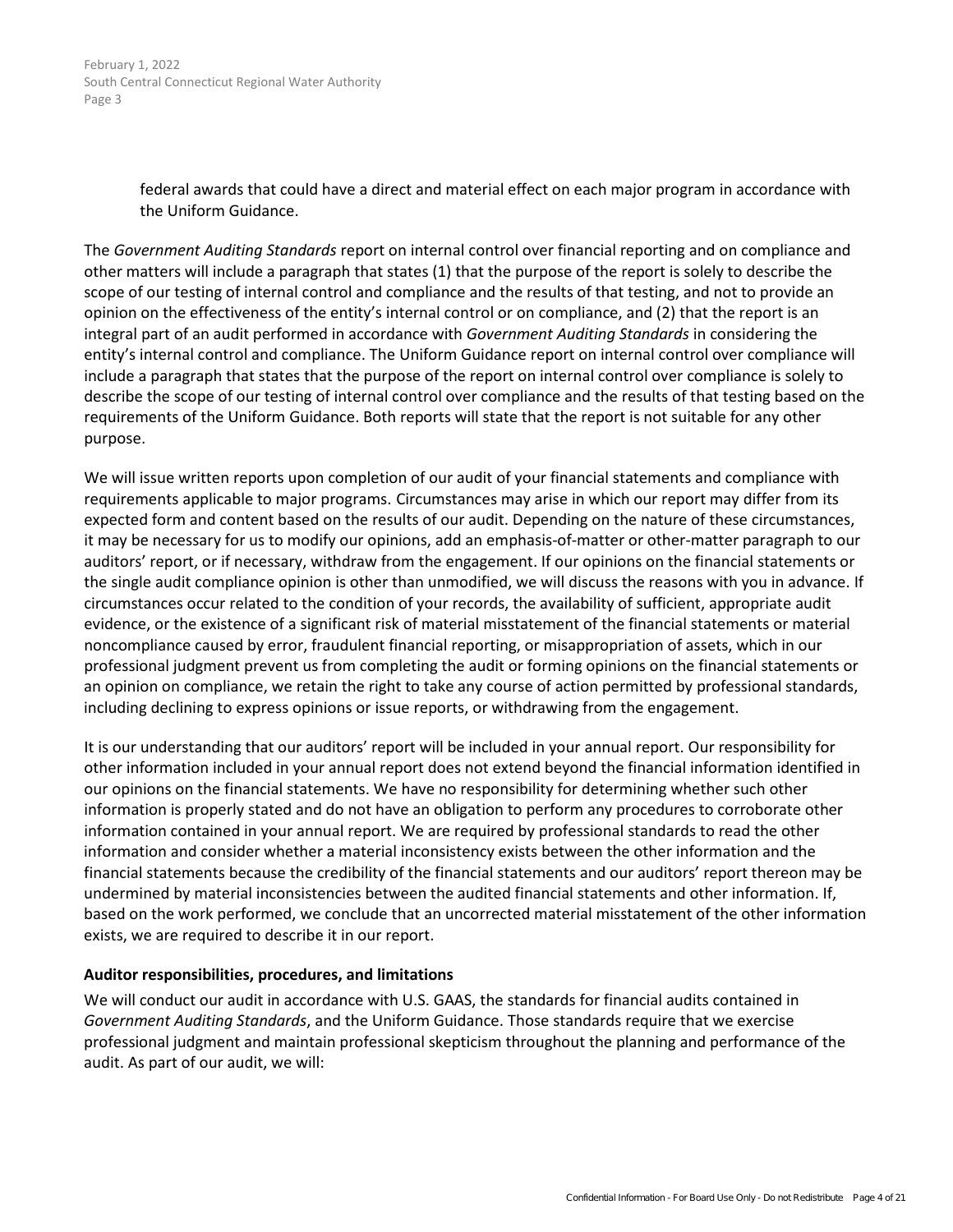federal awards that could have a direct and material effect on each major program in accordance with the Uniform Guidance.

The *Government Auditing Standards* report on internal control over financial reporting and on compliance and other matters will include a paragraph that states (1) that the purpose of the report is solely to describe the scope of our testing of internal control and compliance and the results of that testing, and not to provide an opinion on the effectiveness of the entity's internal control or on compliance, and (2) that the report is an integral part of an audit performed in accordance with *Government Auditing Standards* in considering the entity's internal control and compliance. The Uniform Guidance report on internal control over compliance will include a paragraph that states that the purpose of the report on internal control over compliance is solely to describe the scope of our testing of internal control over compliance and the results of that testing based on the requirements of the Uniform Guidance. Both reports will state that the report is not suitable for any other purpose.

We will issue written reports upon completion of our audit of your financial statements and compliance with requirements applicable to major programs. Circumstances may arise in which our report may differ from its expected form and content based on the results of our audit. Depending on the nature of these circumstances, it may be necessary for us to modify our opinions, add an emphasis-of-matter or other-matter paragraph to our auditors' report, or if necessary, withdraw from the engagement. If our opinions on the financial statements or the single audit compliance opinion is other than unmodified, we will discuss the reasons with you in advance. If circumstances occur related to the condition of your records, the availability of sufficient, appropriate audit evidence, or the existence of a significant risk of material misstatement of the financial statements or material noncompliance caused by error, fraudulent financial reporting, or misappropriation of assets, which in our professional judgment prevent us from completing the audit or forming opinions on the financial statements or an opinion on compliance, we retain the right to take any course of action permitted by professional standards, including declining to express opinions or issue reports, or withdrawing from the engagement.

It is our understanding that our auditors' report will be included in your annual report. Our responsibility for other information included in your annual report does not extend beyond the financial information identified in our opinions on the financial statements. We have no responsibility for determining whether such other information is properly stated and do not have an obligation to perform any procedures to corroborate other information contained in your annual report. We are required by professional standards to read the other information and consider whether a material inconsistency exists between the other information and the financial statements because the credibility of the financial statements and our auditors' report thereon may be undermined by material inconsistencies between the audited financial statements and other information. If, based on the work performed, we conclude that an uncorrected material misstatement of the other information exists, we are required to describe it in our report.

**Auditor responsibilities, procedures, and limitations**

We will conduct our audit in accordance with U.S. GAAS, the standards for financial audits contained in *Government Auditing Standards*, and the Uniform Guidance. Those standards require that we exercise professional judgment and maintain professional skepticism throughout the planning and performance of the audit. As part of our audit, we will: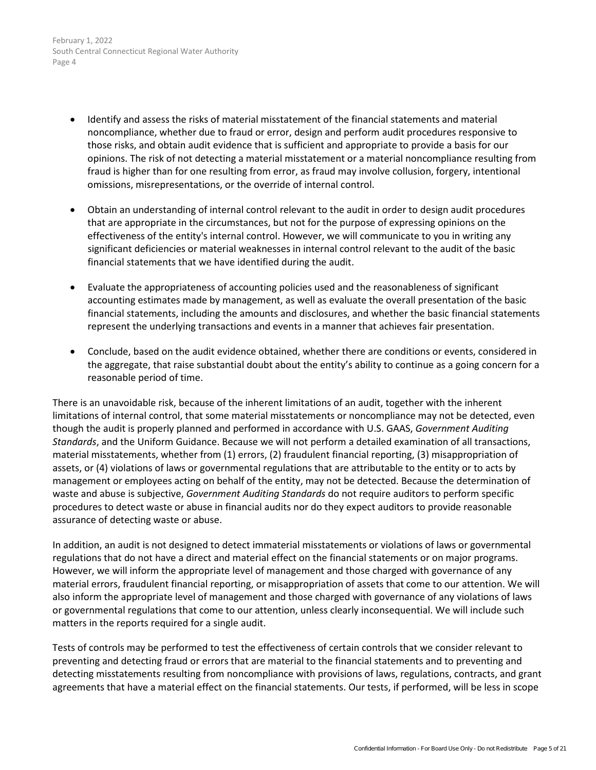- Identify and assess the risks of material misstatement of the financial statements and material noncompliance, whether due to fraud or error, design and perform audit procedures responsive to those risks, and obtain audit evidence that is sufficient and appropriate to provide a basis for our opinions. The risk of not detecting a material misstatement or a material noncompliance resulting from fraud is higher than for one resulting from error, as fraud may involve collusion, forgery, intentional omissions, misrepresentations, or the override of internal control.

- Obtain an understanding of internal control relevant to the audit in order to design audit procedures that are appropriate in the circumstances, but not for the purpose of expressing opinions on the effectiveness of the entity's internal control. However, we will communicate to you in writing any significant deficiencies or material weaknesses in internal control relevant to the audit of the basic financial statements that we have identified during the audit.

- Evaluate the appropriateness of accounting policies used and the reasonableness of significant accounting estimates made by management, as well as evaluate the overall presentation of the basic financial statements, including the amounts and disclosures, and whether the basic financial statements represent the underlying transactions and events in a manner that achieves fair presentation.

- Conclude, based on the audit evidence obtained, whether there are conditions or events, considered in the aggregate, that raise substantial doubt about the entity's ability to continue as a going concern for a reasonable period of time.

There is an unavoidable risk, because of the inherent limitations of an audit, together with the inherent limitations of internal control, that some material misstatements or noncompliance may not be detected, even though the audit is properly planned and performed in accordance with U.S. GAAS, *Government Auditing Standards*, and the Uniform Guidance. Because we will not perform a detailed examination of all transactions, material misstatements, whether from (1) errors, (2) fraudulent financial reporting, (3) misappropriation of assets, or (4) violations of laws or governmental regulations that are attributable to the entity or to acts by management or employees acting on behalf of the entity, may not be detected. Because the determination of waste and abuse is subjective, *Government Auditing Standards* do not require auditors to perform specific procedures to detect waste or abuse in financial audits nor do they expect auditors to provide reasonable assurance of detecting waste or abuse.

In addition, an audit is not designed to detect immaterial misstatements or violations of laws or governmental regulations that do not have a direct and material effect on the financial statements or on major programs. However, we will inform the appropriate level of management and those charged with governance of any material errors, fraudulent financial reporting, or misappropriation of assets that come to our attention. We will also inform the appropriate level of management and those charged with governance of any violations of laws or governmental regulations that come to our attention, unless clearly inconsequential. We will include such matters in the reports required for a single audit.

Tests of controls may be performed to test the effectiveness of certain controls that we consider relevant to preventing and detecting fraud or errors that are material to the financial statements and to preventing and detecting misstatements resulting from noncompliance with provisions of laws, regulations, contracts, and grant agreements that have a material effect on the financial statements. Our tests, if performed, will be less in scope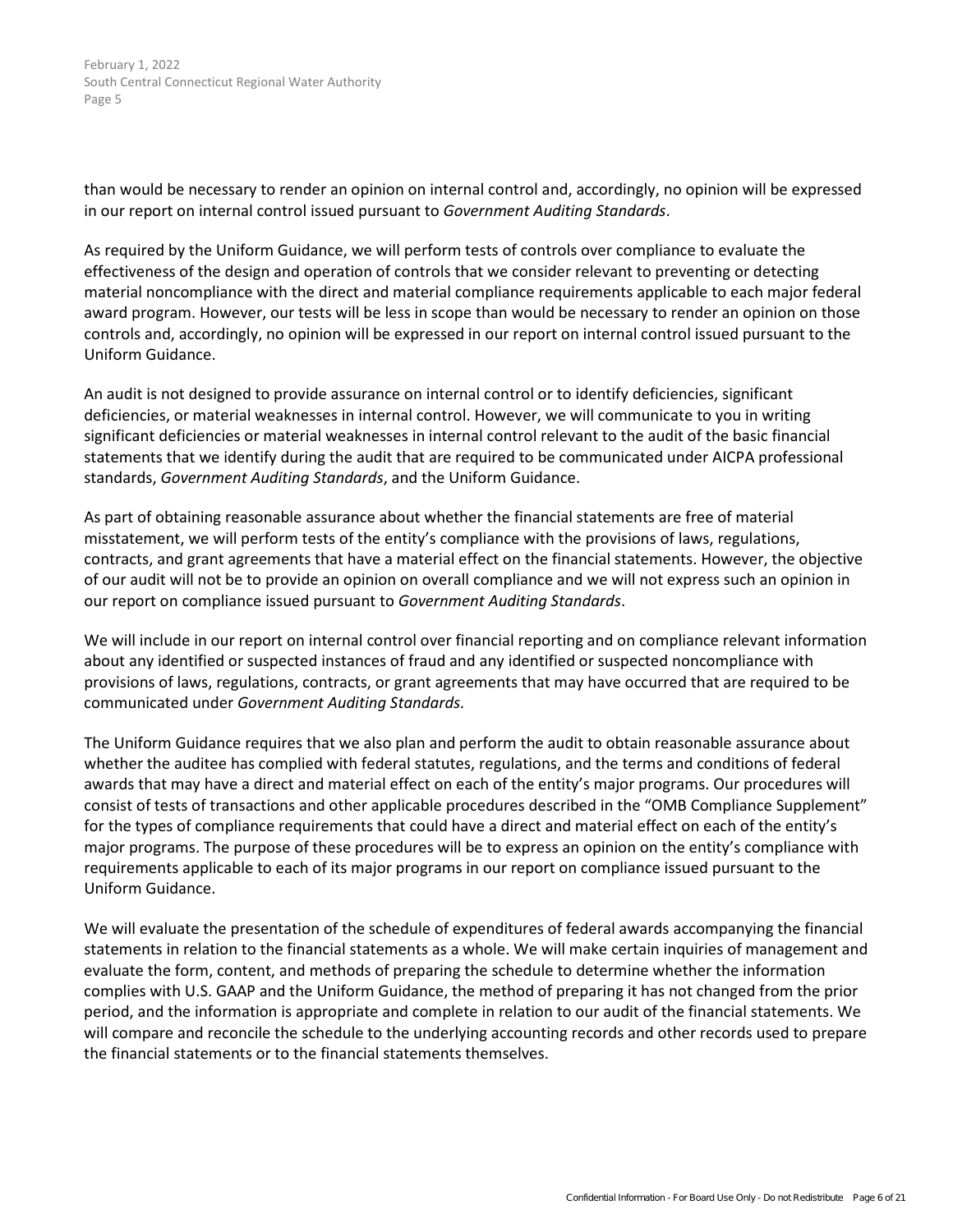than would be necessary to render an opinion on internal control and, accordingly, no opinion will be expressed in our report on internal control issued pursuant to *Government Auditing Standards*.

As required by the Uniform Guidance, we will perform tests of controls over compliance to evaluate the effectiveness of the design and operation of controls that we consider relevant to preventing or detecting material noncompliance with the direct and material compliance requirements applicable to each major federal award program. However, our tests will be less in scope than would be necessary to render an opinion on those controls and, accordingly, no opinion will be expressed in our report on internal control issued pursuant to the Uniform Guidance.

An audit is not designed to provide assurance on internal control or to identify deficiencies, significant deficiencies, or material weaknesses in internal control. However, we will communicate to you in writing significant deficiencies or material weaknesses in internal control relevant to the audit of the basic financial statements that we identify during the audit that are required to be communicated under AICPA professional standards, *Government Auditing Standards*, and the Uniform Guidance.

As part of obtaining reasonable assurance about whether the financial statements are free of material misstatement, we will perform tests of the entity's compliance with the provisions of laws, regulations, contracts, and grant agreements that have a material effect on the financial statements. However, the objective of our audit will not be to provide an opinion on overall compliance and we will not express such an opinion in our report on compliance issued pursuant to *Government Auditing Standards*.

We will include in our report on internal control over financial reporting and on compliance relevant information about any identified or suspected instances of fraud and any identified or suspected noncompliance with provisions of laws, regulations, contracts, or grant agreements that may have occurred that are required to be communicated under *Government Auditing Standards*.

The Uniform Guidance requires that we also plan and perform the audit to obtain reasonable assurance about whether the auditee has complied with federal statutes, regulations, and the terms and conditions of federal awards that may have a direct and material effect on each of the entity's major programs. Our procedures will consist of tests of transactions and other applicable procedures described in the "OMB Compliance Supplement" for the types of compliance requirements that could have a direct and material effect on each of the entity's major programs. The purpose of these procedures will be to express an opinion on the entity's compliance with requirements applicable to each of its major programs in our report on compliance issued pursuant to the Uniform Guidance.

We will evaluate the presentation of the schedule of expenditures of federal awards accompanying the financial statements in relation to the financial statements as a whole. We will make certain inquiries of management and evaluate the form, content, and methods of preparing the schedule to determine whether the information complies with U.S. GAAP and the Uniform Guidance, the method of preparing it has not changed from the prior period, and the information is appropriate and complete in relation to our audit of the financial statements. We will compare and reconcile the schedule to the underlying accounting records and other records used to prepare the financial statements or to the financial statements themselves.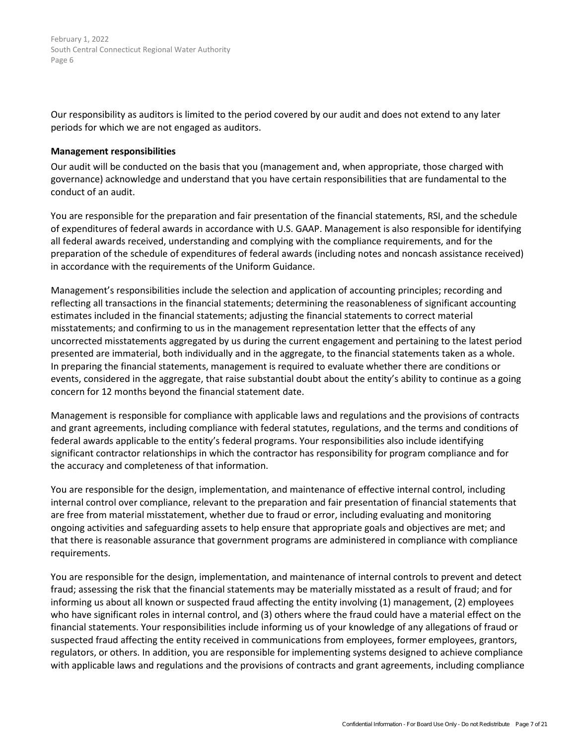Our responsibility as auditors is limited to the period covered by our audit and does not extend to any later periods for which we are not engaged as auditors.

**Management responsibilities**

Our audit will be conducted on the basis that you (management and, when appropriate, those charged with governance) acknowledge and understand that you have certain responsibilities that are fundamental to the conduct of an audit.

You are responsible for the preparation and fair presentation of the financial statements, RSI, and the schedule of expenditures of federal awards in accordance with U.S. GAAP. Management is also responsible for identifying all federal awards received, understanding and complying with the compliance requirements, and for the preparation of the schedule of expenditures of federal awards (including notes and noncash assistance received) in accordance with the requirements of the Uniform Guidance.

Management's responsibilities include the selection and application of accounting principles; recording and reflecting all transactions in the financial statements; determining the reasonableness of significant accounting estimates included in the financial statements; adjusting the financial statements to correct material misstatements; and confirming to us in the management representation letter that the effects of any uncorrected misstatements aggregated by us during the current engagement and pertaining to the latest period presented are immaterial, both individually and in the aggregate, to the financial statements taken as a whole. In preparing the financial statements, management is required to evaluate whether there are conditions or events, considered in the aggregate, that raise substantial doubt about the entity's ability to continue as a going concern for 12 months beyond the financial statement date.

Management is responsible for compliance with applicable laws and regulations and the provisions of contracts and grant agreements, including compliance with federal statutes, regulations, and the terms and conditions of federal awards applicable to the entity's federal programs. Your responsibilities also include identifying significant contractor relationships in which the contractor has responsibility for program compliance and for the accuracy and completeness of that information.

You are responsible for the design, implementation, and maintenance of effective internal control, including internal control over compliance, relevant to the preparation and fair presentation of financial statements that are free from material misstatement, whether due to fraud or error, including evaluating and monitoring ongoing activities and safeguarding assets to help ensure that appropriate goals and objectives are met; and that there is reasonable assurance that government programs are administered in compliance with compliance requirements.

You are responsible for the design, implementation, and maintenance of internal controls to prevent and detect fraud; assessing the risk that the financial statements may be materially misstated as a result of fraud; and for informing us about all known or suspected fraud affecting the entity involving (1) management, (2) employees who have significant roles in internal control, and (3) others where the fraud could have a material effect on the financial statements. Your responsibilities include informing us of your knowledge of any allegations of fraud or suspected fraud affecting the entity received in communications from employees, former employees, grantors, regulators, or others. In addition, you are responsible for implementing systems designed to achieve compliance with applicable laws and regulations and the provisions of contracts and grant agreements, including compliance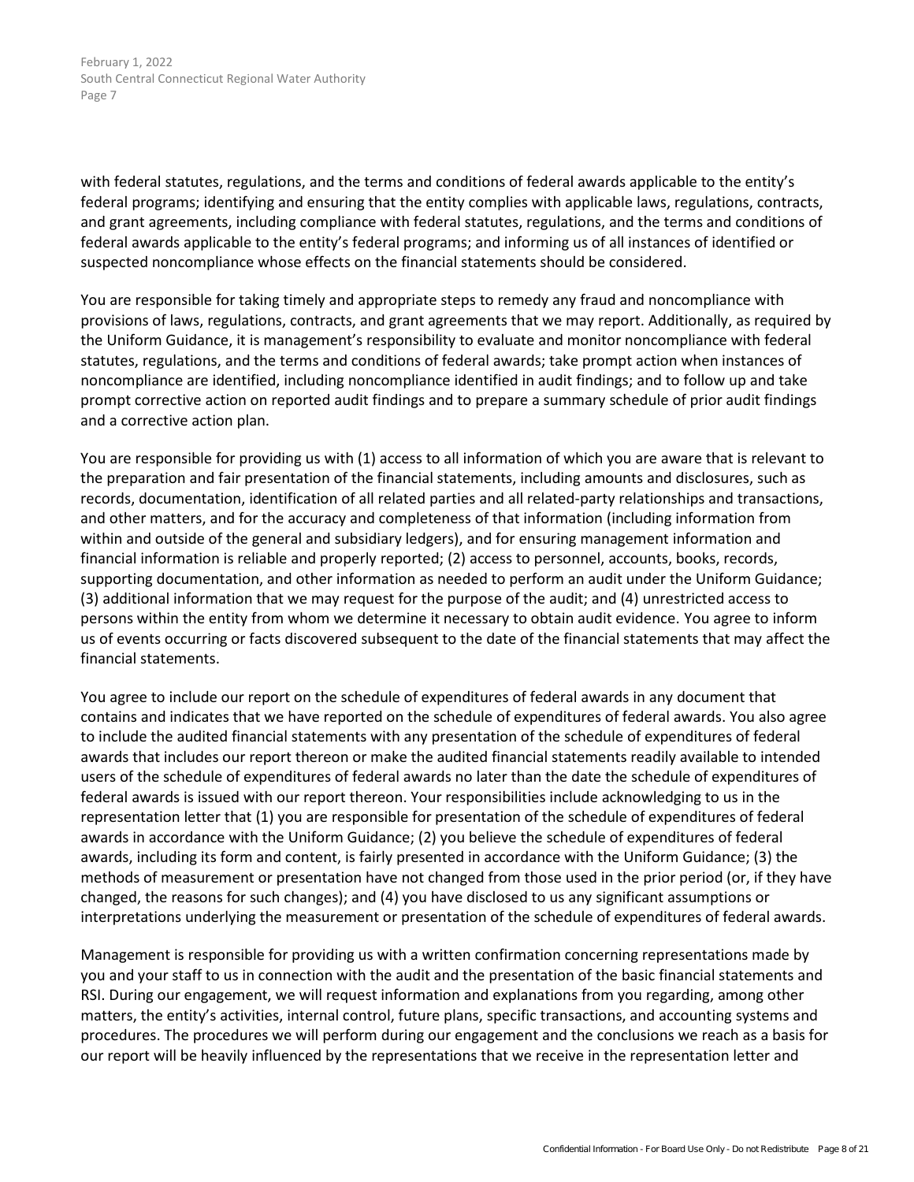with federal statutes, regulations, and the terms and conditions of federal awards applicable to the entity's federal programs; identifying and ensuring that the entity complies with applicable laws, regulations, contracts, and grant agreements, including compliance with federal statutes, regulations, and the terms and conditions of federal awards applicable to the entity's federal programs; and informing us of all instances of identified or suspected noncompliance whose effects on the financial statements should be considered.

You are responsible for taking timely and appropriate steps to remedy any fraud and noncompliance with provisions of laws, regulations, contracts, and grant agreements that we may report. Additionally, as required by the Uniform Guidance, it is management's responsibility to evaluate and monitor noncompliance with federal statutes, regulations, and the terms and conditions of federal awards; take prompt action when instances of noncompliance are identified, including noncompliance identified in audit findings; and to follow up and take prompt corrective action on reported audit findings and to prepare a summary schedule of prior audit findings and a corrective action plan.

You are responsible for providing us with (1) access to all information of which you are aware that is relevant to the preparation and fair presentation of the financial statements, including amounts and disclosures, such as records, documentation, identification of all related parties and all related-party relationships and transactions, and other matters, and for the accuracy and completeness of that information (including information from within and outside of the general and subsidiary ledgers), and for ensuring management information and financial information is reliable and properly reported; (2) access to personnel, accounts, books, records, supporting documentation, and other information as needed to perform an audit under the Uniform Guidance; (3) additional information that we may request for the purpose of the audit; and (4) unrestricted access to persons within the entity from whom we determine it necessary to obtain audit evidence. You agree to inform us of events occurring or facts discovered subsequent to the date of the financial statements that may affect the financial statements.

You agree to include our report on the schedule of expenditures of federal awards in any document that contains and indicates that we have reported on the schedule of expenditures of federal awards. You also agree to include the audited financial statements with any presentation of the schedule of expenditures of federal awards that includes our report thereon or make the audited financial statements readily available to intended users of the schedule of expenditures of federal awards no later than the date the schedule of expenditures of federal awards is issued with our report thereon. Your responsibilities include acknowledging to us in the representation letter that (1) you are responsible for presentation of the schedule of expenditures of federal awards in accordance with the Uniform Guidance; (2) you believe the schedule of expenditures of federal awards, including its form and content, is fairly presented in accordance with the Uniform Guidance; (3) the methods of measurement or presentation have not changed from those used in the prior period (or, if they have changed, the reasons for such changes); and (4) you have disclosed to us any significant assumptions or interpretations underlying the measurement or presentation of the schedule of expenditures of federal awards.

Management is responsible for providing us with a written confirmation concerning representations made by you and your staff to us in connection with the audit and the presentation of the basic financial statements and RSI. During our engagement, we will request information and explanations from you regarding, among other matters, the entity's activities, internal control, future plans, specific transactions, and accounting systems and procedures. The procedures we will perform during our engagement and the conclusions we reach as a basis for our report will be heavily influenced by the representations that we receive in the representation letter and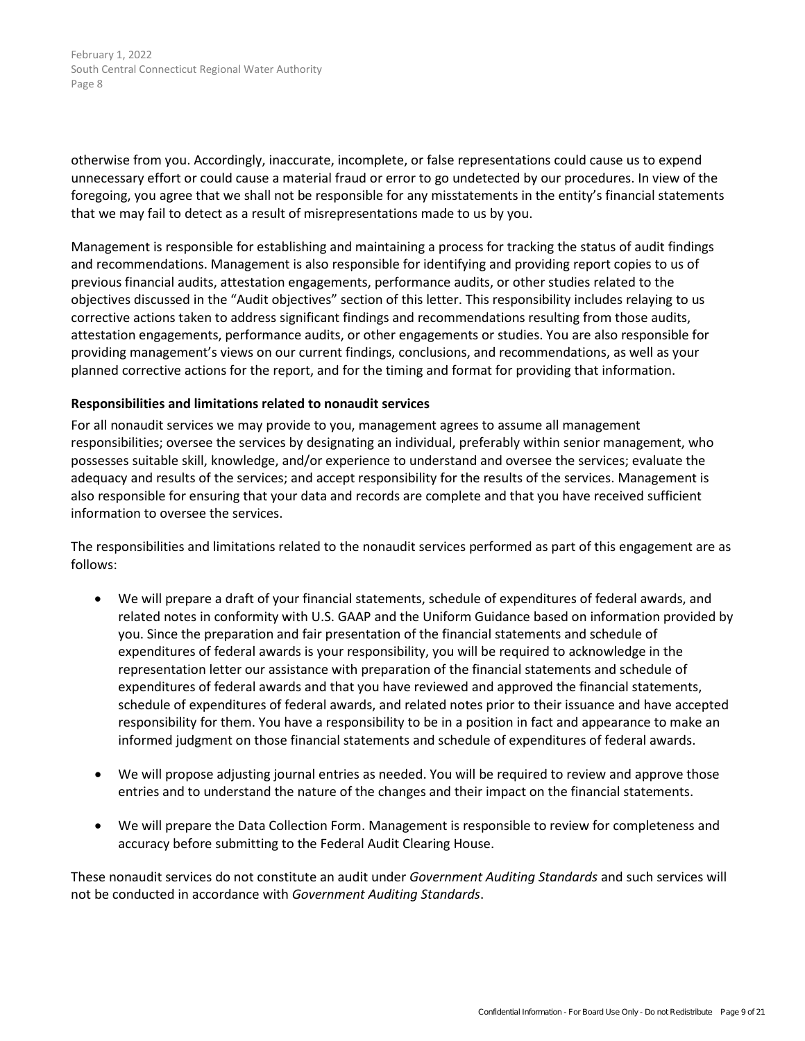otherwise from you. Accordingly, inaccurate, incomplete, or false representations could cause us to expend unnecessary effort or could cause a material fraud or error to go undetected by our procedures. In view of the foregoing, you agree that we shall not be responsible for any misstatements in the entity's financial statements that we may fail to detect as a result of misrepresentations made to us by you.

Management is responsible for establishing and maintaining a process for tracking the status of audit findings and recommendations. Management is also responsible for identifying and providing report copies to us of previous financial audits, attestation engagements, performance audits, or other studies related to the objectives discussed in the "Audit objectives" section of this letter. This responsibility includes relaying to us corrective actions taken to address significant findings and recommendations resulting from those audits, attestation engagements, performance audits, or other engagements or studies. You are also responsible for providing management's views on our current findings, conclusions, and recommendations, as well as your planned corrective actions for the report, and for the timing and format for providing that information.

**Responsibilities and limitations related to nonaudit services**

For all nonaudit services we may provide to you, management agrees to assume all management responsibilities; oversee the services by designating an individual, preferably within senior management, who possesses suitable skill, knowledge, and/or experience to understand and oversee the services; evaluate the adequacy and results of the services; and accept responsibility for the results of the services. Management is also responsible for ensuring that your data and records are complete and that you have received sufficient information to oversee the services.

The responsibilities and limitations related to the nonaudit services performed as part of this engagement are as follows:

- We will prepare a draft of your financial statements, schedule of expenditures of federal awards, and related notes in conformity with U.S. GAAP and the Uniform Guidance based on information provided by you. Since the preparation and fair presentation of the financial statements and schedule of expenditures of federal awards is your responsibility, you will be required to acknowledge in the representation letter our assistance with preparation of the financial statements and schedule of expenditures of federal awards and that you have reviewed and approved the financial statements, schedule of expenditures of federal awards, and related notes prior to their issuance and have accepted responsibility for them. You have a responsibility to be in a position in fact and appearance to make an informed judgment on those financial statements and schedule of expenditures of federal awards.

- We will propose adjusting journal entries as needed. You will be required to review and approve those entries and to understand the nature of the changes and their impact on the financial statements.

- We will prepare the Data Collection Form. Management is responsible to review for completeness and accuracy before submitting to the Federal Audit Clearing House.

These nonaudit services do not constitute an audit under *Government Auditing Standards* and such services will not be conducted in accordance with *Government Auditing Standards*.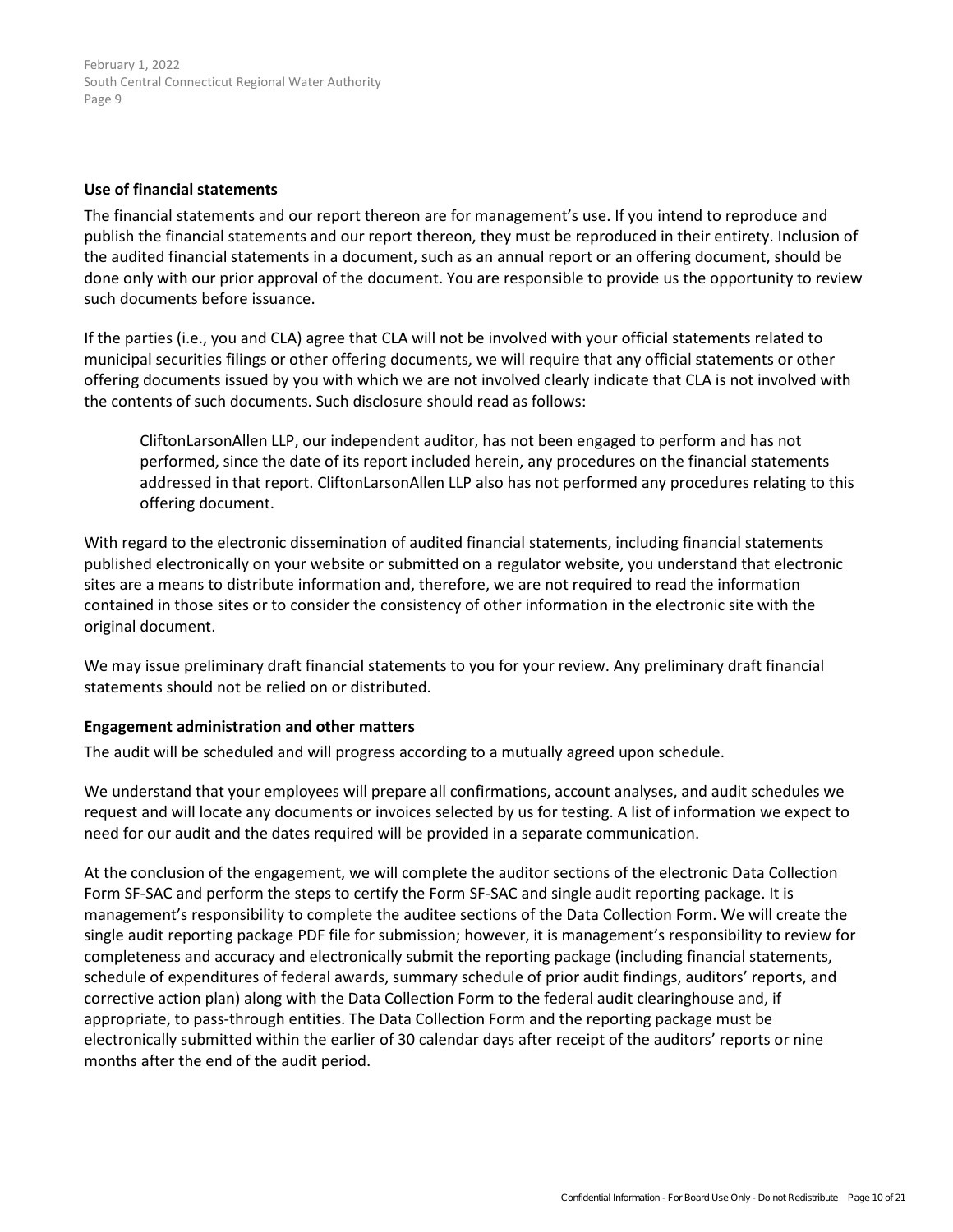**Use of financial statements**

The financial statements and our report thereon are for management's use. If you intend to reproduce and publish the financial statements and our report thereon, they must be reproduced in their entirety. Inclusion of the audited financial statements in a document, such as an annual report or an offering document, should be done only with our prior approval of the document. You are responsible to provide us the opportunity to review such documents before issuance.

If the parties (i.e., you and CLA) agree that CLA will not be involved with your official statements related to municipal securities filings or other offering documents, we will require that any official statements or other offering documents issued by you with which we are not involved clearly indicate that CLA is not involved with the contents of such documents. Such disclosure should read as follows:

> CliftonLarsonAllen LLP, our independent auditor, has not been engaged to perform and has not performed, since the date of its report included herein, any procedures on the financial statements addressed in that report. CliftonLarsonAllen LLP also has not performed any procedures relating to this offering document.

With regard to the electronic dissemination of audited financial statements, including financial statements published electronically on your website or submitted on a regulator website, you understand that electronic sites are a means to distribute information and, therefore, we are not required to read the information contained in those sites or to consider the consistency of other information in the electronic site with the original document.

We may issue preliminary draft financial statements to you for your review. Any preliminary draft financial statements should not be relied on or distributed.

**Engagement administration and other matters**

The audit will be scheduled and will progress according to a mutually agreed upon schedule.

We understand that your employees will prepare all confirmations, account analyses, and audit schedules we request and will locate any documents or invoices selected by us for testing. A list of information we expect to need for our audit and the dates required will be provided in a separate communication.

At the conclusion of the engagement, we will complete the auditor sections of the electronic Data Collection Form SF-SAC and perform the steps to certify the Form SF-SAC and single audit reporting package. It is management's responsibility to complete the auditee sections of the Data Collection Form. We will create the single audit reporting package PDF file for submission; however, it is management's responsibility to review for completeness and accuracy and electronically submit the reporting package (including financial statements, schedule of expenditures of federal awards, summary schedule of prior audit findings, auditors' reports, and corrective action plan) along with the Data Collection Form to the federal audit clearinghouse and, if appropriate, to pass-through entities. The Data Collection Form and the reporting package must be electronically submitted within the earlier of 30 calendar days after receipt of the auditors' reports or nine months after the end of the audit period.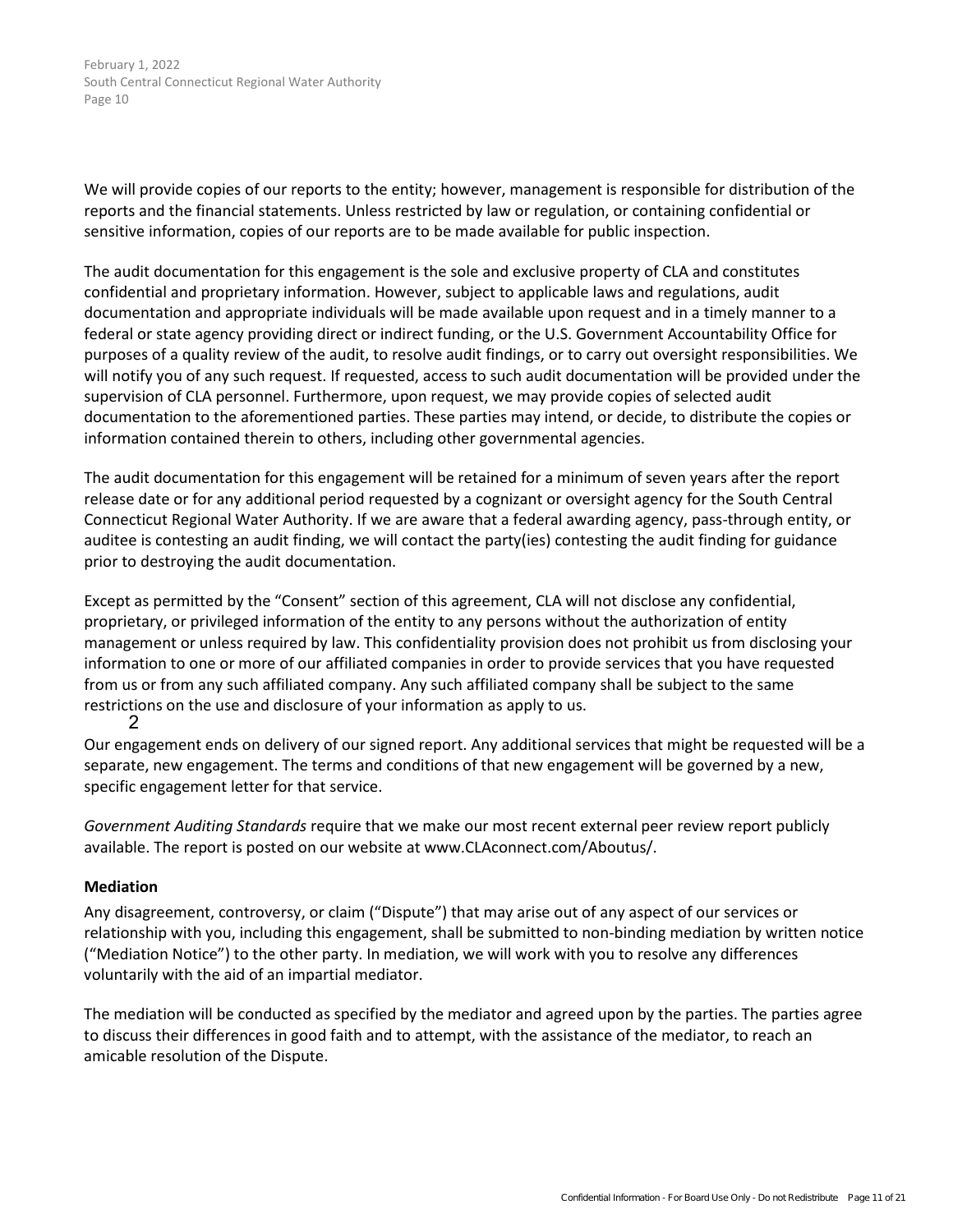We will provide copies of our reports to the entity; however, management is responsible for distribution of the reports and the financial statements. Unless restricted by law or regulation, or containing confidential or sensitive information, copies of our reports are to be made available for public inspection.

The audit documentation for this engagement is the sole and exclusive property of CLA and constitutes confidential and proprietary information. However, subject to applicable laws and regulations, audit documentation and appropriate individuals will be made available upon request and in a timely manner to a federal or state agency providing direct or indirect funding, or the U.S. Government Accountability Office for purposes of a quality review of the audit, to resolve audit findings, or to carry out oversight responsibilities. We will notify you of any such request. If requested, access to such audit documentation will be provided under the supervision of CLA personnel. Furthermore, upon request, we may provide copies of selected audit documentation to the aforementioned parties. These parties may intend, or decide, to distribute the copies or information contained therein to others, including other governmental agencies.

The audit documentation for this engagement will be retained for a minimum of seven years after the report release date or for any additional period requested by a cognizant or oversight agency for the South Central Connecticut Regional Water Authority. If we are aware that a federal awarding agency, pass-through entity, or auditee is contesting an audit finding, we will contact the party(ies) contesting the audit finding for guidance prior to destroying the audit documentation.

Except as permitted by the "Consent" section of this agreement, CLA will not disclose any confidential, proprietary, or privileged information of the entity to any persons without the authorization of entity management or unless required by law. This confidentiality provision does not prohibit us from disclosing your information to one or more of our affiliated companies in order to provide services that you have requested from us or from any such affiliated company. Any such affiliated company shall be subject to the same restrictions on the use and disclosure of your information as apply to us.

2

Our engagement ends on delivery of our signed report. Any additional services that might be requested will be a separate, new engagement. The terms and conditions of that new engagement will be governed by a new, specific engagement letter for that service.

*Government Auditing Standards* require that we make our most recent external peer review report publicly available. The report is posted on our website at www.CLAconnect.com/Aboutus/.

### Mediation

Any disagreement, controversy, or claim ("Dispute") that may arise out of any aspect of our services or relationship with you, including this engagement, shall be submitted to non-binding mediation by written notice ("Mediation Notice") to the other party. In mediation, we will work with you to resolve any differences voluntarily with the aid of an impartial mediator.

The mediation will be conducted as specified by the mediator and agreed upon by the parties. The parties agree to discuss their differences in good faith and to attempt, with the assistance of the mediator, to reach an amicable resolution of the Dispute.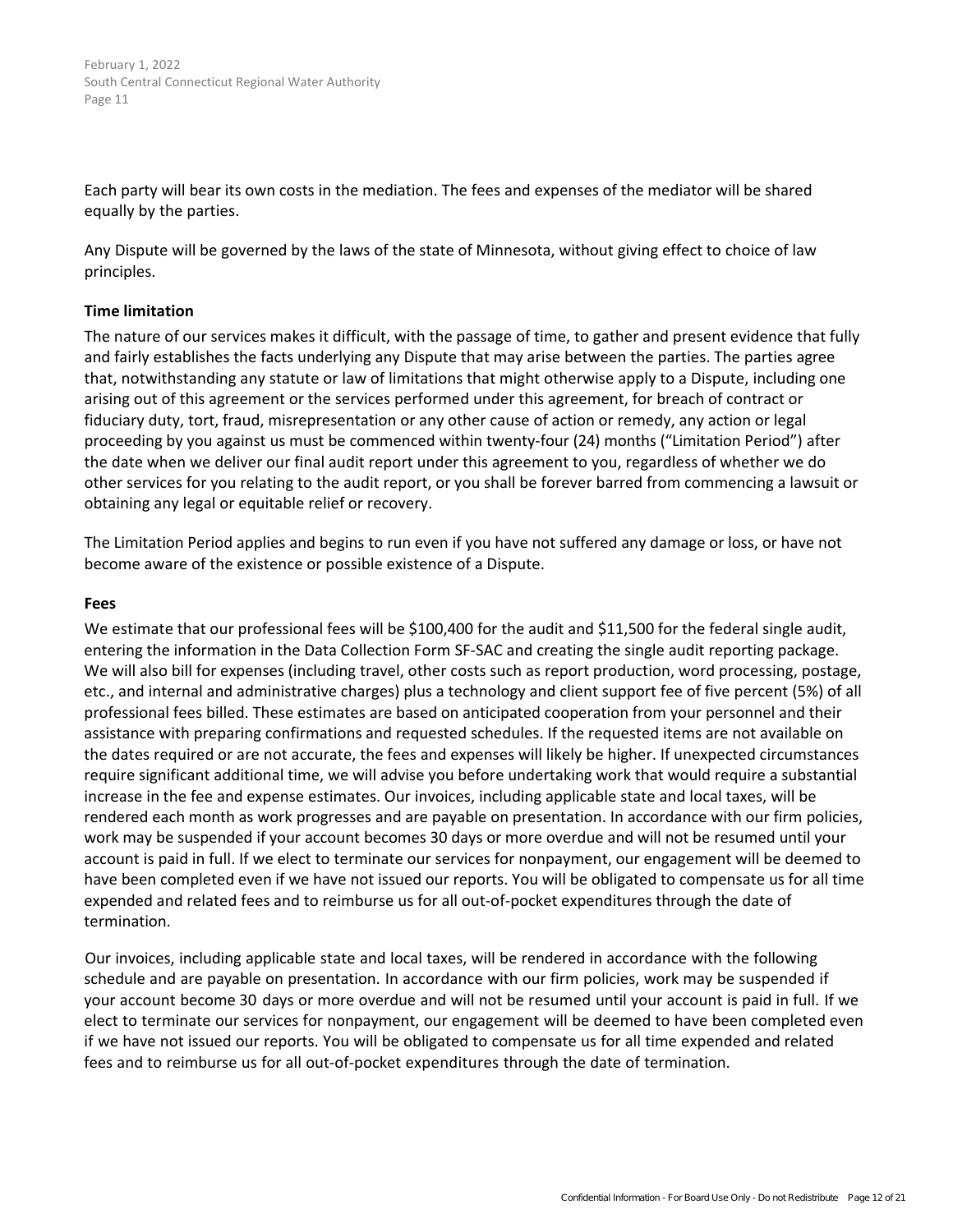Each party will bear its own costs in the mediation. The fees and expenses of the mediator will be shared equally by the parties.

Any Dispute will be governed by the laws of the state of Minnesota, without giving effect to choice of law principles.

**Time limitation**

The nature of our services makes it difficult, with the passage of time, to gather and present evidence that fully and fairly establishes the facts underlying any Dispute that may arise between the parties. The parties agree that, notwithstanding any statute or law of limitations that might otherwise apply to a Dispute, including one arising out of this agreement or the services performed under this agreement, for breach of contract or fiduciary duty, tort, fraud, misrepresentation or any other cause of action or remedy, any action or legal proceeding by you against us must be commenced within twenty-four (24) months ("Limitation Period") after the date when we deliver our final audit report under this agreement to you, regardless of whether we do other services for you relating to the audit report, or you shall be forever barred from commencing a lawsuit or obtaining any legal or equitable relief or recovery.

The Limitation Period applies and begins to run even if you have not suffered any damage or loss, or have not become aware of the existence or possible existence of a Dispute.

**Fees**

We estimate that our professional fees will be $100,400 for the audit and $11,500 for the federal single audit, entering the information in the Data Collection Form SF-SAC and creating the single audit reporting package. We will also bill for expenses (including travel, other costs such as report production, word processing, postage, etc., and internal and administrative charges) plus a technology and client support fee of five percent (5%) of all professional fees billed. These estimates are based on anticipated cooperation from your personnel and their assistance with preparing confirmations and requested schedules. If the requested items are not available on the dates required or are not accurate, the fees and expenses will likely be higher. If unexpected circumstances require significant additional time, we will advise you before undertaking work that would require a substantial increase in the fee and expense estimates. Our invoices, including applicable state and local taxes, will be rendered each month as work progresses and are payable on presentation. In accordance with our firm policies, work may be suspended if your account becomes 30 days or more overdue and will not be resumed until your account is paid in full. If we elect to terminate our services for nonpayment, our engagement will be deemed to have been completed even if we have not issued our reports. You will be obligated to compensate us for all time expended and related fees and to reimburse us for all out-of-pocket expenditures through the date of termination.

Our invoices, including applicable state and local taxes, will be rendered in accordance with the following schedule and are payable on presentation. In accordance with our firm policies, work may be suspended if your account become 30 days or more overdue and will not be resumed until your account is paid in full. If we elect to terminate our services for nonpayment, our engagement will be deemed to have been completed even if we have not issued our reports. You will be obligated to compensate us for all time expended and related fees and to reimburse us for all out-of-pocket expenditures through the date of termination.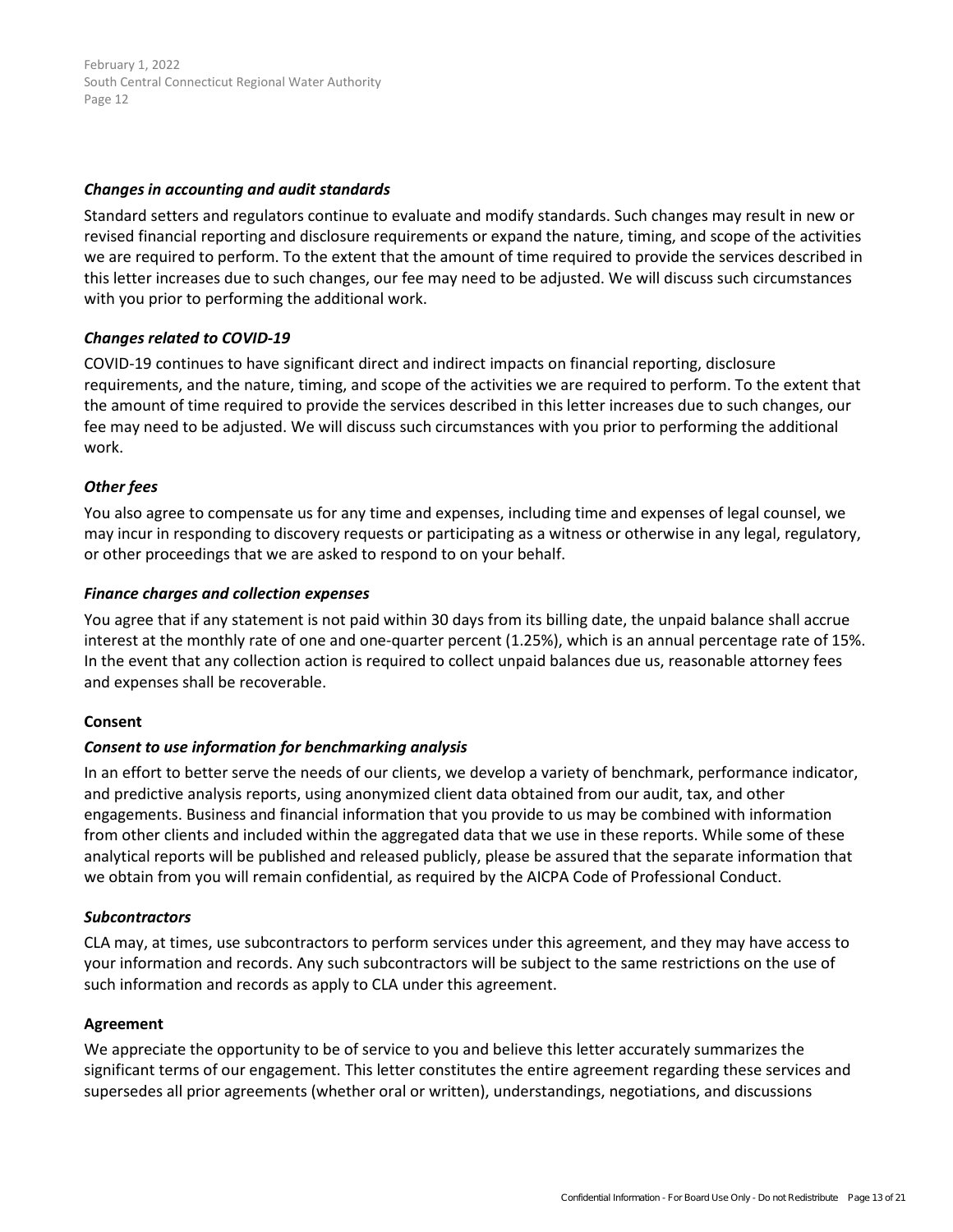***Changes in accounting and audit standards***

Standard setters and regulators continue to evaluate and modify standards. Such changes may result in new or revised financial reporting and disclosure requirements or expand the nature, timing, and scope of the activities we are required to perform. To the extent that the amount of time required to provide the services described in this letter increases due to such changes, our fee may need to be adjusted. We will discuss such circumstances with you prior to performing the additional work.

***Changes related to COVID-19***

COVID-19 continues to have significant direct and indirect impacts on financial reporting, disclosure requirements, and the nature, timing, and scope of the activities we are required to perform. To the extent that the amount of time required to provide the services described in this letter increases due to such changes, our fee may need to be adjusted. We will discuss such circumstances with you prior to performing the additional work.

***Other fees***

You also agree to compensate us for any time and expenses, including time and expenses of legal counsel, we may incur in responding to discovery requests or participating as a witness or otherwise in any legal, regulatory, or other proceedings that we are asked to respond to on your behalf.

***Finance charges and collection expenses***

You agree that if any statement is not paid within 30 days from its billing date, the unpaid balance shall accrue interest at the monthly rate of one and one-quarter percent (1.25%), which is an annual percentage rate of 15%. In the event that any collection action is required to collect unpaid balances due us, reasonable attorney fees and expenses shall be recoverable.

**Consent**

***Consent to use information for benchmarking analysis***

In an effort to better serve the needs of our clients, we develop a variety of benchmark, performance indicator, and predictive analysis reports, using anonymized client data obtained from our audit, tax, and other engagements. Business and financial information that you provide to us may be combined with information from other clients and included within the aggregated data that we use in these reports. While some of these analytical reports will be published and released publicly, please be assured that the separate information that we obtain from you will remain confidential, as required by the AICPA Code of Professional Conduct.

***Subcontractors***

CLA may, at times, use subcontractors to perform services under this agreement, and they may have access to your information and records. Any such subcontractors will be subject to the same restrictions on the use of such information and records as apply to CLA under this agreement.

**Agreement**

We appreciate the opportunity to be of service to you and believe this letter accurately summarizes the significant terms of our engagement. This letter constitutes the entire agreement regarding these services and supersedes all prior agreements (whether oral or written), understandings, negotiations, and discussions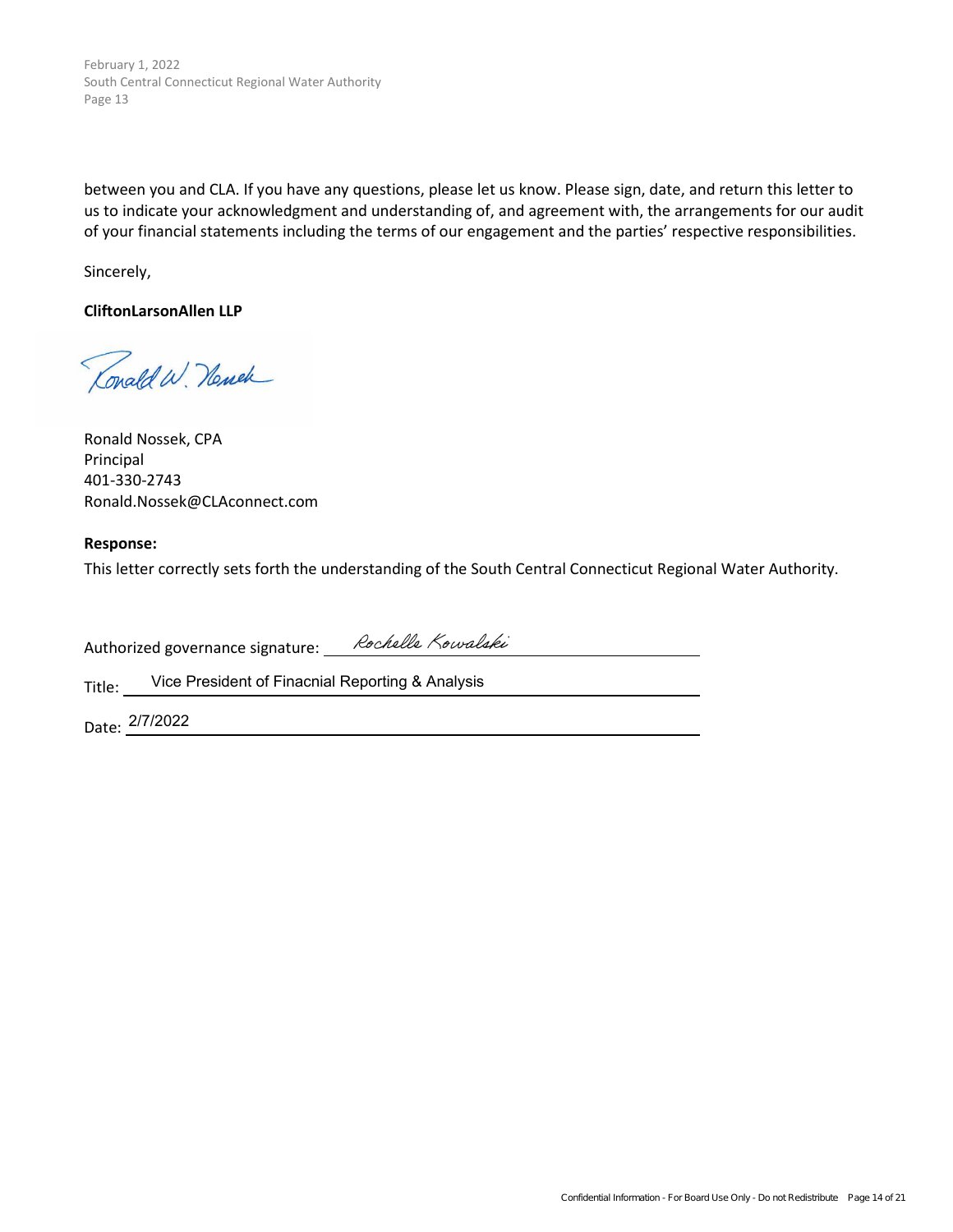between you and CLA. If you have any questions, please let us know. Please sign, date, and return this letter to us to indicate your acknowledgment and understanding of, and agreement with, the arrangements for our audit of your financial statements including the terms of our engagement and the parties' respective responsibilities.

Sincerely,

**CliftonLarsonAllen LLP**

Ronald W. Nossek

Ronald Nossek, CPA
Principal
401-330-2743
Ronald.Nossek@CLAconnect.com

**Response:**

This letter correctly sets forth the understanding of the South Central Connecticut Regional Water Authority.

Authorized governance signature: Rochelle Kowalski

Title: Vice President of Finacnial Reporting & Analysis

Date: 2/7/2022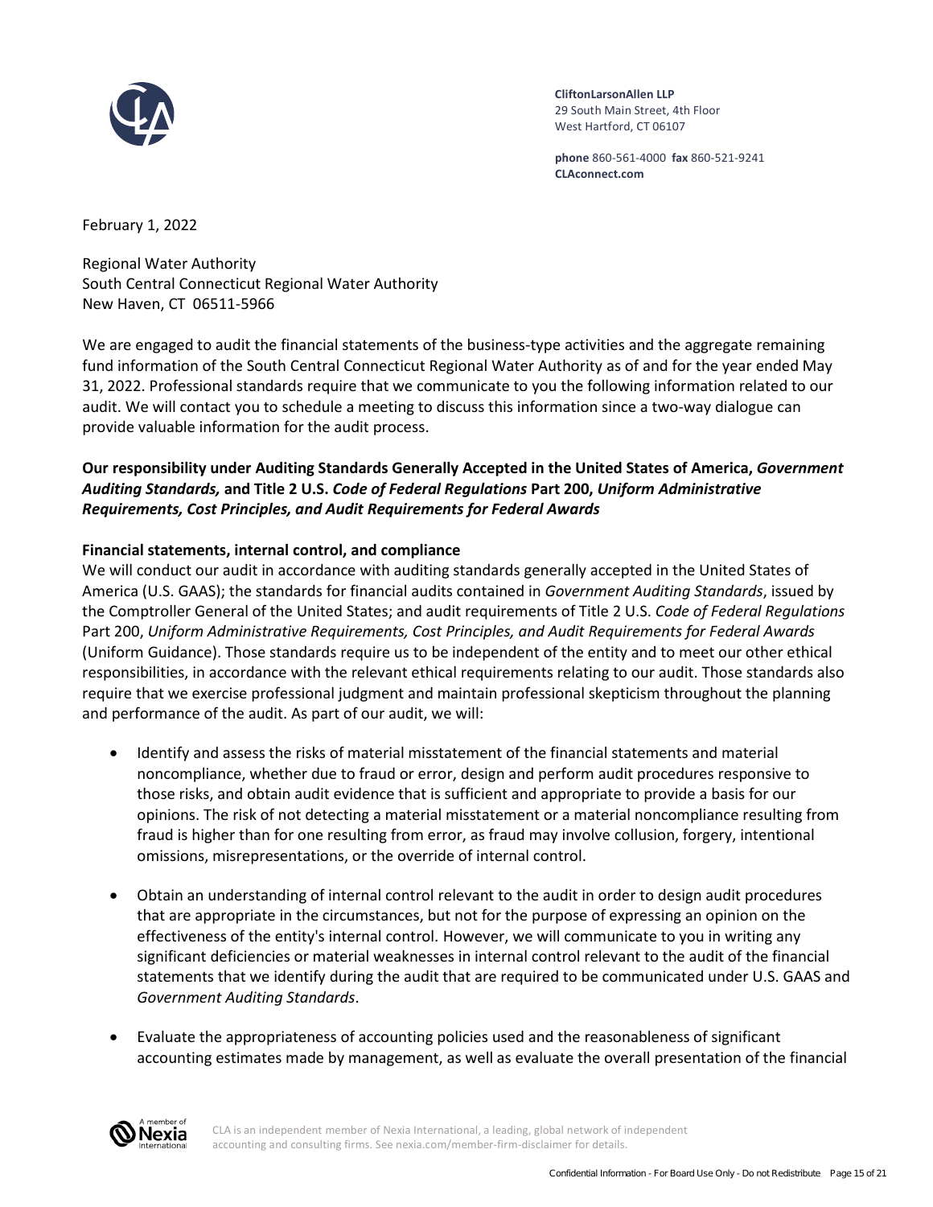**CliftonLarsonAllen LLP**
29 South Main Street, 4th Floor
West Hartford, CT 06107

**phone** 860-561-4000 **fax** 860-521-9241
**CLAconnect.com**

February 1, 2022

Regional Water Authority
South Central Connecticut Regional Water Authority
New Haven, CT 06511-5966

We are engaged to audit the financial statements of the business-type activities and the aggregate remaining fund information of the South Central Connecticut Regional Water Authority as of and for the year ended May 31, 2022. Professional standards require that we communicate to you the following information related to our audit. We will contact you to schedule a meeting to discuss this information since a two-way dialogue can provide valuable information for the audit process.

### Our responsibility under Auditing Standards Generally Accepted in the United States of America, *Government Auditing Standards,* and Title 2 U.S. *Code of Federal Regulations* Part 200, *Uniform Administrative Requirements, Cost Principles, and Audit Requirements for Federal Awards*

**Financial statements, internal control, and compliance**

We will conduct our audit in accordance with auditing standards generally accepted in the United States of America (U.S. GAAS); the standards for financial audits contained in *Government Auditing Standards*, issued by the Comptroller General of the United States; and audit requirements of Title 2 U.S. *Code of Federal Regulations* Part 200, *Uniform Administrative Requirements, Cost Principles, and Audit Requirements for Federal Awards* (Uniform Guidance). Those standards require us to be independent of the entity and to meet our other ethical responsibilities, in accordance with the relevant ethical requirements relating to our audit. Those standards also require that we exercise professional judgment and maintain professional skepticism throughout the planning and performance of the audit. As part of our audit, we will:

- Identify and assess the risks of material misstatement of the financial statements and material noncompliance, whether due to fraud or error, design and perform audit procedures responsive to those risks, and obtain audit evidence that is sufficient and appropriate to provide a basis for our opinions. The risk of not detecting a material misstatement or a material noncompliance resulting from fraud is higher than for one resulting from error, as fraud may involve collusion, forgery, intentional omissions, misrepresentations, or the override of internal control.

- Obtain an understanding of internal control relevant to the audit in order to design audit procedures that are appropriate in the circumstances, but not for the purpose of expressing an opinion on the effectiveness of the entity's internal control. However, we will communicate to you in writing any significant deficiencies or material weaknesses in internal control relevant to the audit of the financial statements that we identify during the audit that are required to be communicated under U.S. GAAS and *Government Auditing Standards*.

- Evaluate the appropriateness of accounting policies used and the reasonableness of significant accounting estimates made by management, as well as evaluate the overall presentation of the financial

CLA is an independent member of Nexia International, a leading, global network of independent accounting and consulting firms. See nexia.com/member-firm-disclaimer for details.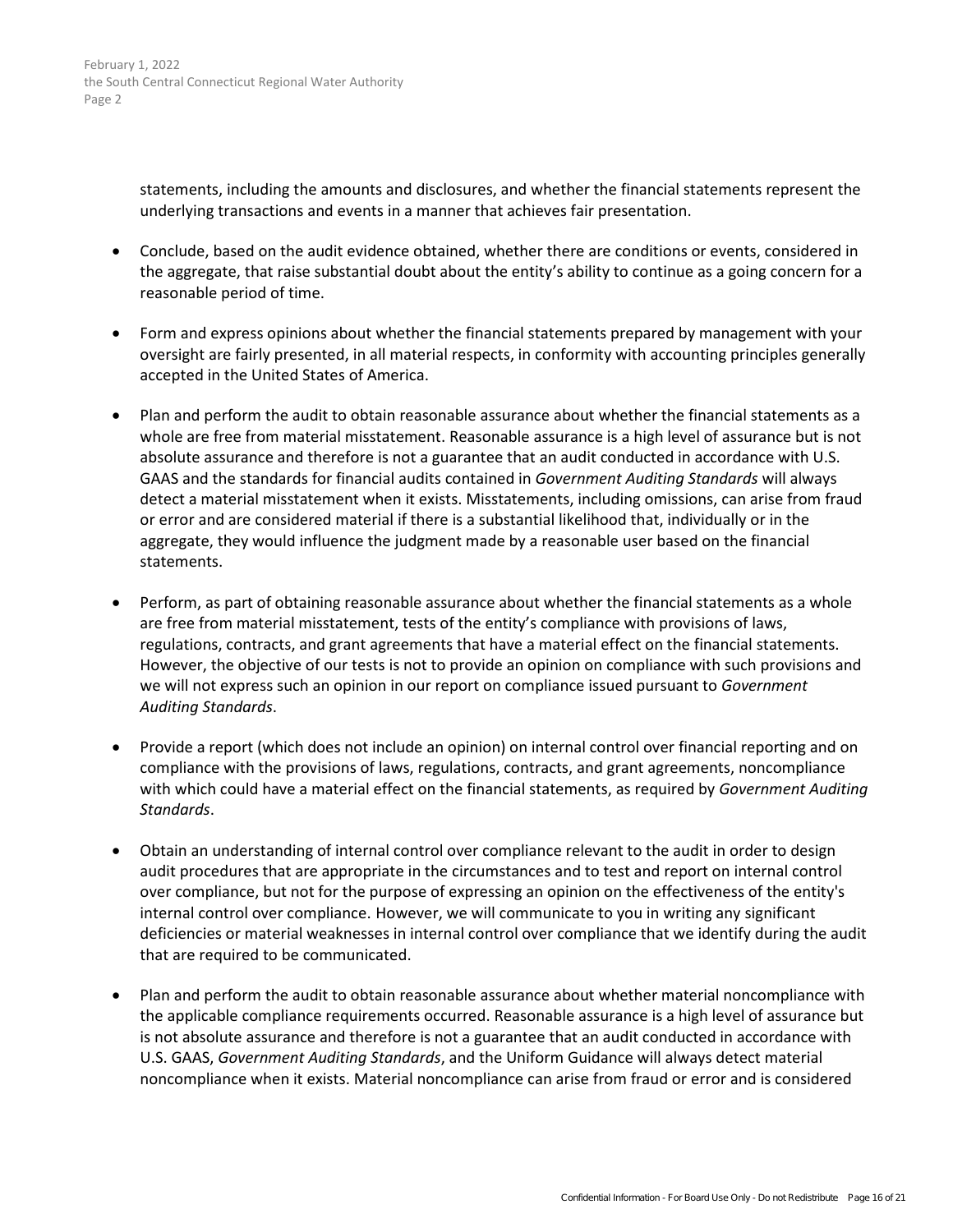statements, including the amounts and disclosures, and whether the financial statements represent the underlying transactions and events in a manner that achieves fair presentation.

- Conclude, based on the audit evidence obtained, whether there are conditions or events, considered in the aggregate, that raise substantial doubt about the entity's ability to continue as a going concern for a reasonable period of time.

- Form and express opinions about whether the financial statements prepared by management with your oversight are fairly presented, in all material respects, in conformity with accounting principles generally accepted in the United States of America.

- Plan and perform the audit to obtain reasonable assurance about whether the financial statements as a whole are free from material misstatement. Reasonable assurance is a high level of assurance but is not absolute assurance and therefore is not a guarantee that an audit conducted in accordance with U.S. GAAS and the standards for financial audits contained in *Government Auditing Standards* will always detect a material misstatement when it exists. Misstatements, including omissions, can arise from fraud or error and are considered material if there is a substantial likelihood that, individually or in the aggregate, they would influence the judgment made by a reasonable user based on the financial statements.

- Perform, as part of obtaining reasonable assurance about whether the financial statements as a whole are free from material misstatement, tests of the entity's compliance with provisions of laws, regulations, contracts, and grant agreements that have a material effect on the financial statements. However, the objective of our tests is not to provide an opinion on compliance with such provisions and we will not express such an opinion in our report on compliance issued pursuant to *Government Auditing Standards*.

- Provide a report (which does not include an opinion) on internal control over financial reporting and on compliance with the provisions of laws, regulations, contracts, and grant agreements, noncompliance with which could have a material effect on the financial statements, as required by *Government Auditing Standards*.

- Obtain an understanding of internal control over compliance relevant to the audit in order to design audit procedures that are appropriate in the circumstances and to test and report on internal control over compliance, but not for the purpose of expressing an opinion on the effectiveness of the entity's internal control over compliance. However, we will communicate to you in writing any significant deficiencies or material weaknesses in internal control over compliance that we identify during the audit that are required to be communicated.

- Plan and perform the audit to obtain reasonable assurance about whether material noncompliance with the applicable compliance requirements occurred. Reasonable assurance is a high level of assurance but is not absolute assurance and therefore is not a guarantee that an audit conducted in accordance with U.S. GAAS, *Government Auditing Standards*, and the Uniform Guidance will always detect material noncompliance when it exists. Material noncompliance can arise from fraud or error and is considered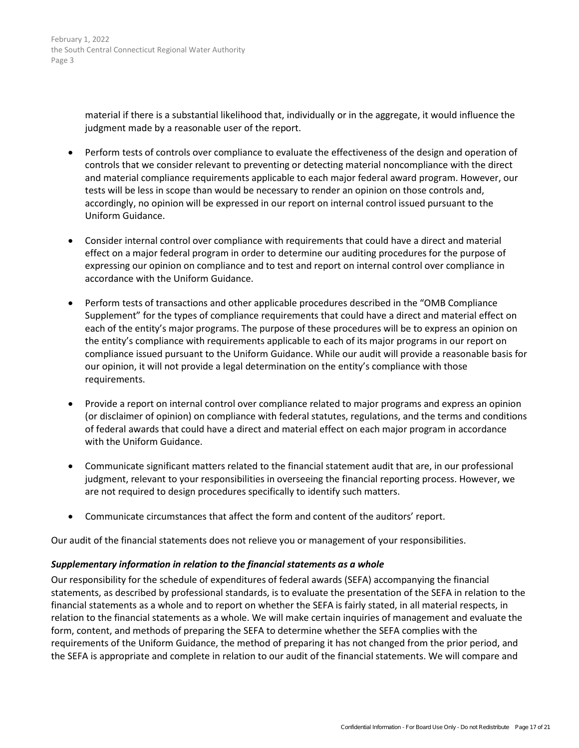material if there is a substantial likelihood that, individually or in the aggregate, it would influence the judgment made by a reasonable user of the report.

- Perform tests of controls over compliance to evaluate the effectiveness of the design and operation of controls that we consider relevant to preventing or detecting material noncompliance with the direct and material compliance requirements applicable to each major federal award program. However, our tests will be less in scope than would be necessary to render an opinion on those controls and, accordingly, no opinion will be expressed in our report on internal control issued pursuant to the Uniform Guidance.

- Consider internal control over compliance with requirements that could have a direct and material effect on a major federal program in order to determine our auditing procedures for the purpose of expressing our opinion on compliance and to test and report on internal control over compliance in accordance with the Uniform Guidance.

- Perform tests of transactions and other applicable procedures described in the "OMB Compliance Supplement" for the types of compliance requirements that could have a direct and material effect on each of the entity's major programs. The purpose of these procedures will be to express an opinion on the entity's compliance with requirements applicable to each of its major programs in our report on compliance issued pursuant to the Uniform Guidance. While our audit will provide a reasonable basis for our opinion, it will not provide a legal determination on the entity's compliance with those requirements.

- Provide a report on internal control over compliance related to major programs and express an opinion (or disclaimer of opinion) on compliance with federal statutes, regulations, and the terms and conditions of federal awards that could have a direct and material effect on each major program in accordance with the Uniform Guidance.

- Communicate significant matters related to the financial statement audit that are, in our professional judgment, relevant to your responsibilities in overseeing the financial reporting process. However, we are not required to design procedures specifically to identify such matters.

- Communicate circumstances that affect the form and content of the auditors' report.

Our audit of the financial statements does not relieve you or management of your responsibilities.

***Supplementary information in relation to the financial statements as a whole***

Our responsibility for the schedule of expenditures of federal awards (SEFA) accompanying the financial statements, as described by professional standards, is to evaluate the presentation of the SEFA in relation to the financial statements as a whole and to report on whether the SEFA is fairly stated, in all material respects, in relation to the financial statements as a whole. We will make certain inquiries of management and evaluate the form, content, and methods of preparing the SEFA to determine whether the SEFA complies with the requirements of the Uniform Guidance, the method of preparing it has not changed from the prior period, and the SEFA is appropriate and complete in relation to our audit of the financial statements. We will compare and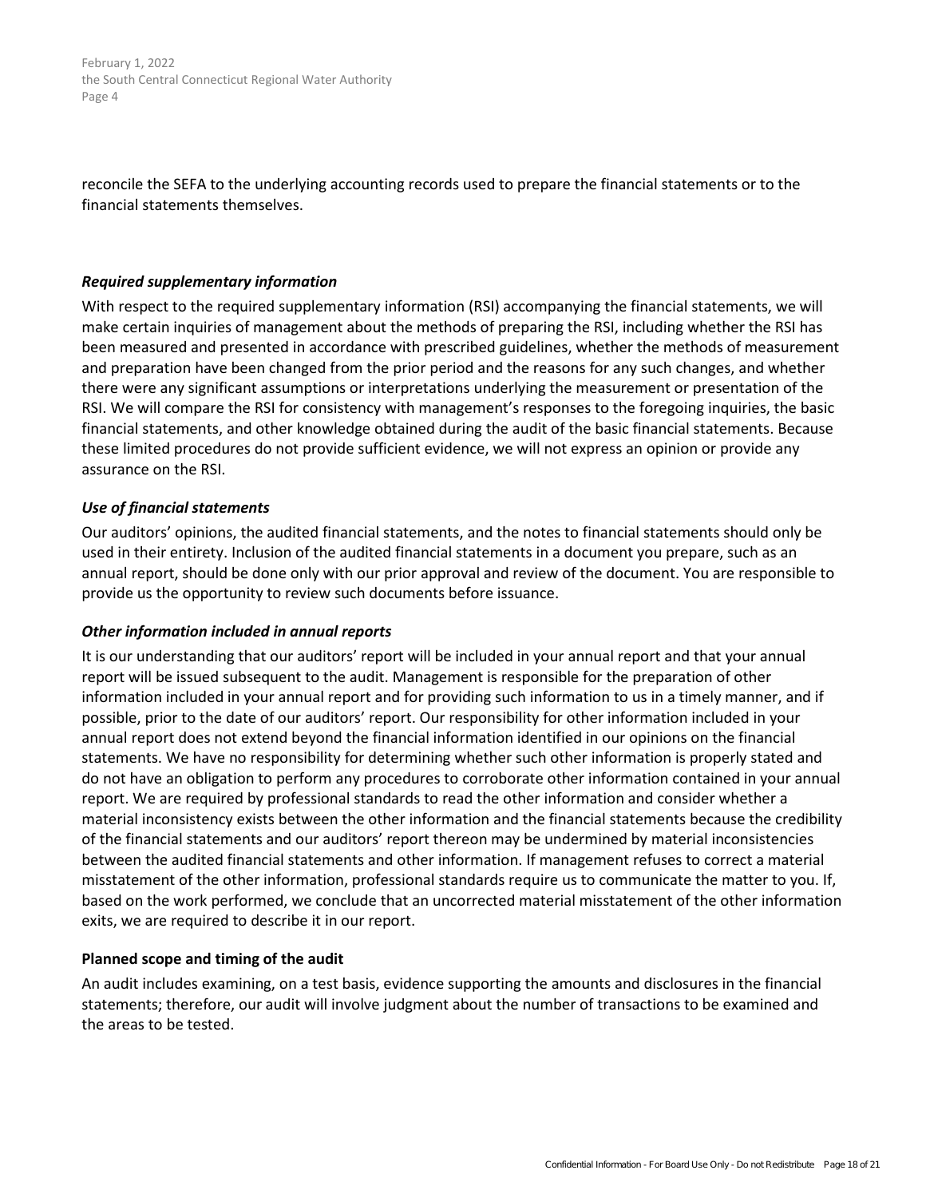reconcile the SEFA to the underlying accounting records used to prepare the financial statements or to the financial statements themselves.

***Required supplementary information***

With respect to the required supplementary information (RSI) accompanying the financial statements, we will make certain inquiries of management about the methods of preparing the RSI, including whether the RSI has been measured and presented in accordance with prescribed guidelines, whether the methods of measurement and preparation have been changed from the prior period and the reasons for any such changes, and whether there were any significant assumptions or interpretations underlying the measurement or presentation of the RSI. We will compare the RSI for consistency with management's responses to the foregoing inquiries, the basic financial statements, and other knowledge obtained during the audit of the basic financial statements. Because these limited procedures do not provide sufficient evidence, we will not express an opinion or provide any assurance on the RSI.

***Use of financial statements***

Our auditors' opinions, the audited financial statements, and the notes to financial statements should only be used in their entirety. Inclusion of the audited financial statements in a document you prepare, such as an annual report, should be done only with our prior approval and review of the document. You are responsible to provide us the opportunity to review such documents before issuance.

***Other information included in annual reports***

It is our understanding that our auditors' report will be included in your annual report and that your annual report will be issued subsequent to the audit. Management is responsible for the preparation of other information included in your annual report and for providing such information to us in a timely manner, and if possible, prior to the date of our auditors' report. Our responsibility for other information included in your annual report does not extend beyond the financial information identified in our opinions on the financial statements. We have no responsibility for determining whether such other information is properly stated and do not have an obligation to perform any procedures to corroborate other information contained in your annual report. We are required by professional standards to read the other information and consider whether a material inconsistency exists between the other information and the financial statements because the credibility of the financial statements and our auditors' report thereon may be undermined by material inconsistencies between the audited financial statements and other information. If management refuses to correct a material misstatement of the other information, professional standards require us to communicate the matter to you. If, based on the work performed, we conclude that an uncorrected material misstatement of the other information exits, we are required to describe it in our report.

**Planned scope and timing of the audit**

An audit includes examining, on a test basis, evidence supporting the amounts and disclosures in the financial statements; therefore, our audit will involve judgment about the number of transactions to be examined and the areas to be tested.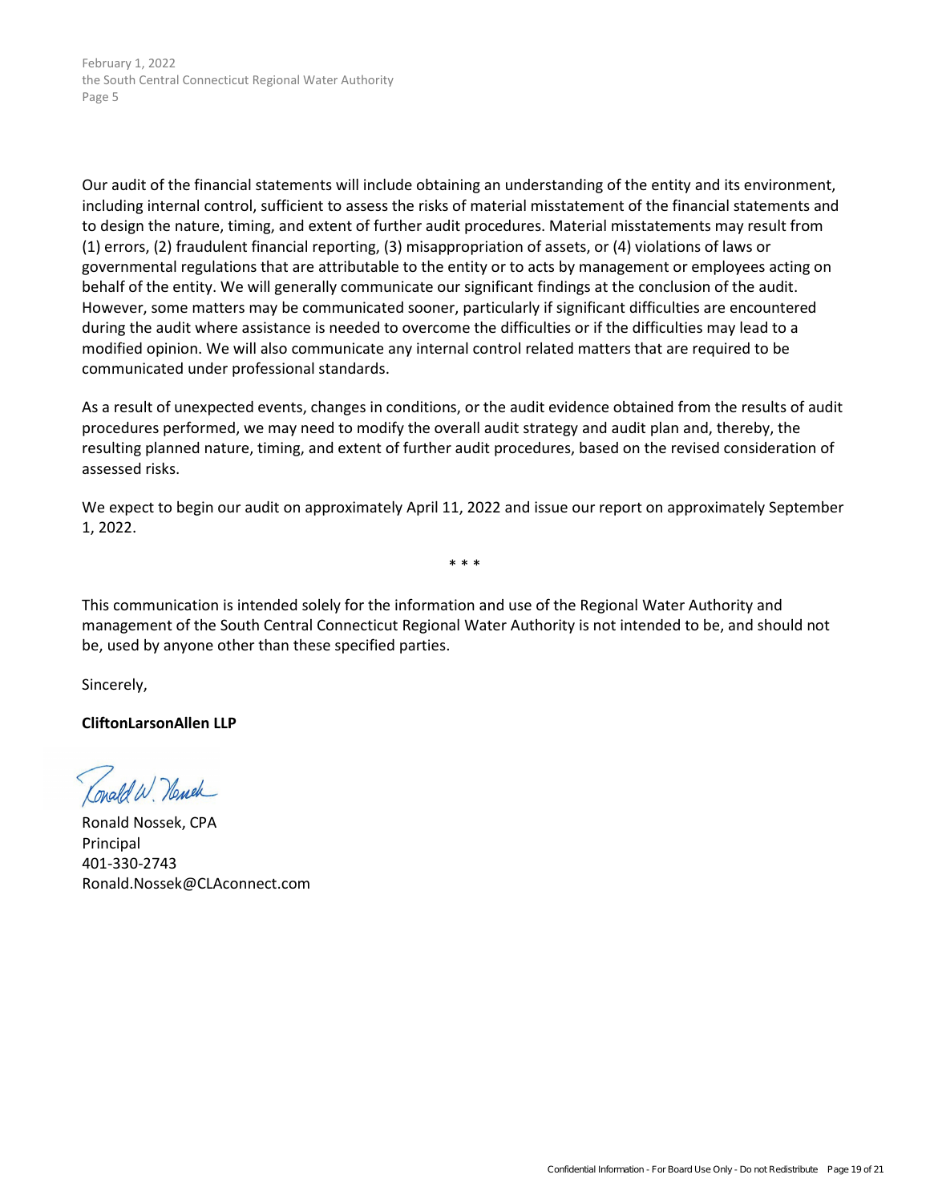Our audit of the financial statements will include obtaining an understanding of the entity and its environment, including internal control, sufficient to assess the risks of material misstatement of the financial statements and to design the nature, timing, and extent of further audit procedures. Material misstatements may result from (1) errors, (2) fraudulent financial reporting, (3) misappropriation of assets, or (4) violations of laws or governmental regulations that are attributable to the entity or to acts by management or employees acting on behalf of the entity. We will generally communicate our significant findings at the conclusion of the audit. However, some matters may be communicated sooner, particularly if significant difficulties are encountered during the audit where assistance is needed to overcome the difficulties or if the difficulties may lead to a modified opinion. We will also communicate any internal control related matters that are required to be communicated under professional standards.

As a result of unexpected events, changes in conditions, or the audit evidence obtained from the results of audit procedures performed, we may need to modify the overall audit strategy and audit plan and, thereby, the resulting planned nature, timing, and extent of further audit procedures, based on the revised consideration of assessed risks.

We expect to begin our audit on approximately April 11, 2022 and issue our report on approximately September 1, 2022.

\* \* \*

This communication is intended solely for the information and use of the Regional Water Authority and management of the South Central Connecticut Regional Water Authority is not intended to be, and should not be, used by anyone other than these specified parties.

Sincerely,

**CliftonLarsonAllen LLP**

Ronald W. Nossek

Ronald Nossek, CPA
Principal
401-330-2743
Ronald.Nossek@CLAconnect.com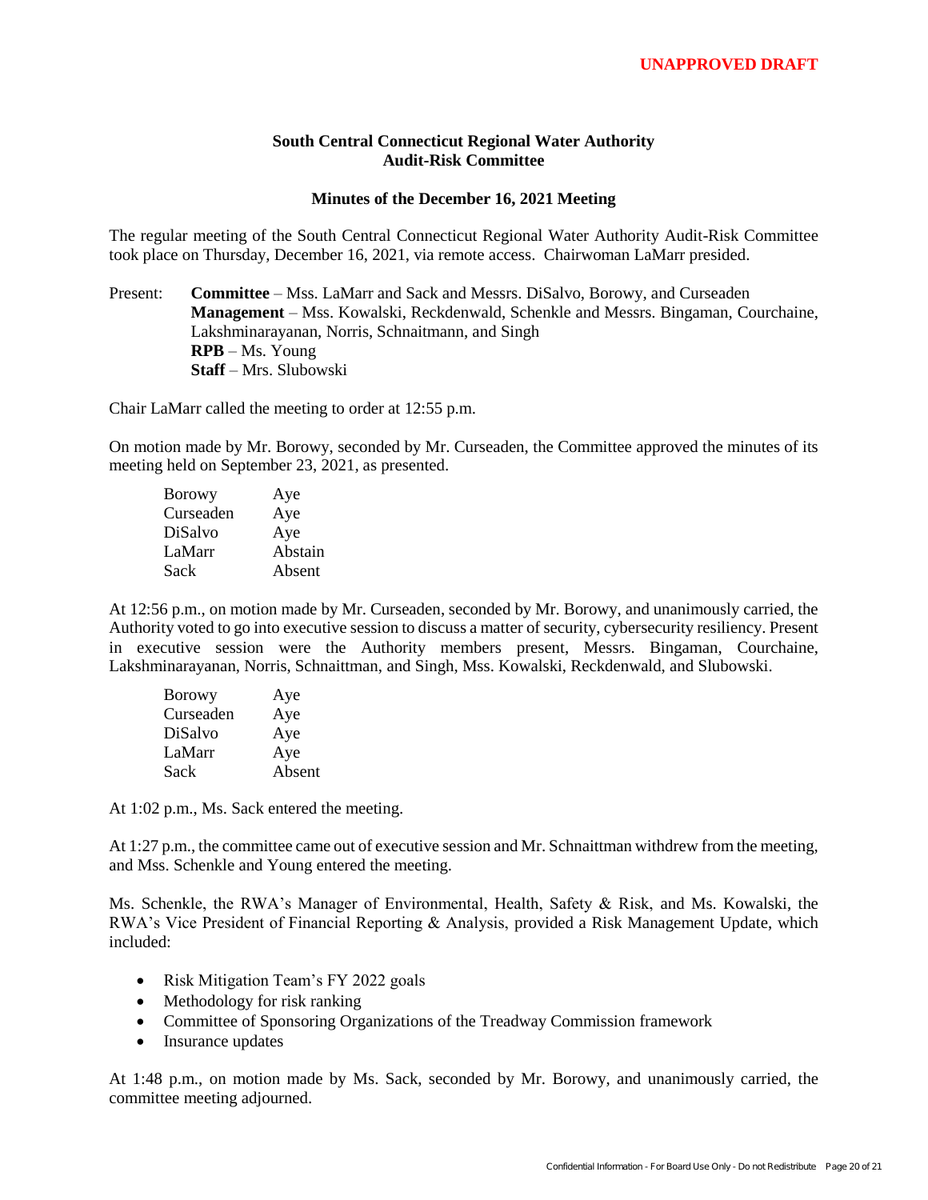**UNAPPROVED DRAFT**

## South Central Connecticut Regional Water Authority
## Audit-Risk Committee

### Minutes of the December 16, 2021 Meeting

The regular meeting of the South Central Connecticut Regional Water Authority Audit-Risk Committee took place on Thursday, December 16, 2021, via remote access. Chairwoman LaMarr presided.

Present: **Committee** – Mss. LaMarr and Sack and Messrs. DiSalvo, Borowy, and Curseaden
**Management** – Mss. Kowalski, Reckdenwald, Schenkle and Messrs. Bingaman, Courchaine, Lakshminarayanan, Norris, Schnaitmann, and Singh
**RPB** – Ms. Young
**Staff** – Mrs. Slubowski

Chair LaMarr called the meeting to order at 12:55 p.m.

On motion made by Mr. Borowy, seconded by Mr. Curseaden, the Committee approved the minutes of its meeting held on September 23, 2021, as presented.

| | |
|---|---|
| Borowy | Aye |
| Curseaden | Aye |
| DiSalvo | Aye |
| LaMarr | Abstain |
| Sack | Absent |

At 12:56 p.m., on motion made by Mr. Curseaden, seconded by Mr. Borowy, and unanimously carried, the Authority voted to go into executive session to discuss a matter of security, cybersecurity resiliency. Present in executive session were the Authority members present, Messrs. Bingaman, Courchaine, Lakshminarayanan, Norris, Schnaittman, and Singh, Mss. Kowalski, Reckdenwald, and Slubowski.

| | |
|---|---|
| Borowy | Aye |
| Curseaden | Aye |
| DiSalvo | Aye |
| LaMarr | Aye |
| Sack | Absent |

At 1:02 p.m., Ms. Sack entered the meeting.

At 1:27 p.m., the committee came out of executive session and Mr. Schnaittman withdrew from the meeting, and Mss. Schenkle and Young entered the meeting.

Ms. Schenkle, the RWA's Manager of Environmental, Health, Safety & Risk, and Ms. Kowalski, the RWA's Vice President of Financial Reporting & Analysis, provided a Risk Management Update, which included:

- Risk Mitigation Team's FY 2022 goals
- Methodology for risk ranking
- Committee of Sponsoring Organizations of the Treadway Commission framework
- Insurance updates

At 1:48 p.m., on motion made by Ms. Sack, seconded by Mr. Borowy, and unanimously carried, the committee meeting adjourned.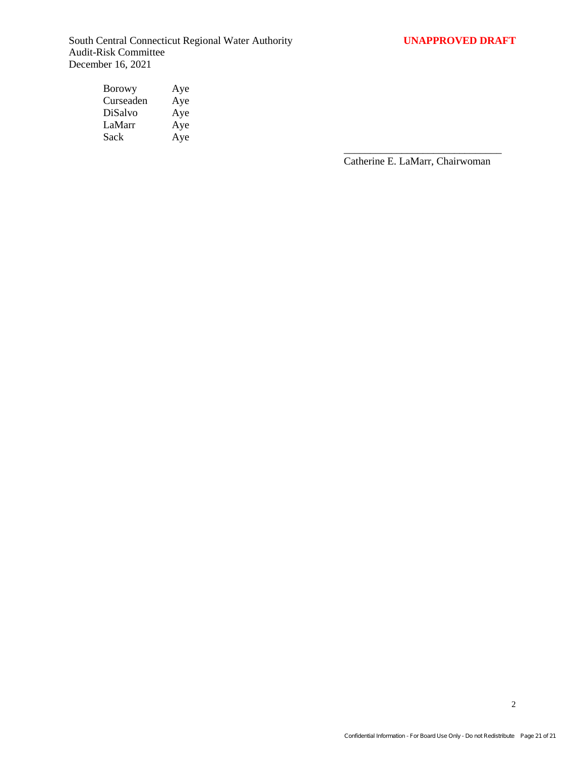| | |
|---|---|
| Borowy | Aye |
| Curseaden | Aye |
| DiSalvo | Aye |
| LaMarr | Aye |
| Sack | Aye |

\_\_\_\_\_\_\_\_\_\_\_\_\_\_\_\_\_\_\_\_\_\_\_\_\_\_\_\_\_\_

Catherine E. LaMarr, Chairwoman